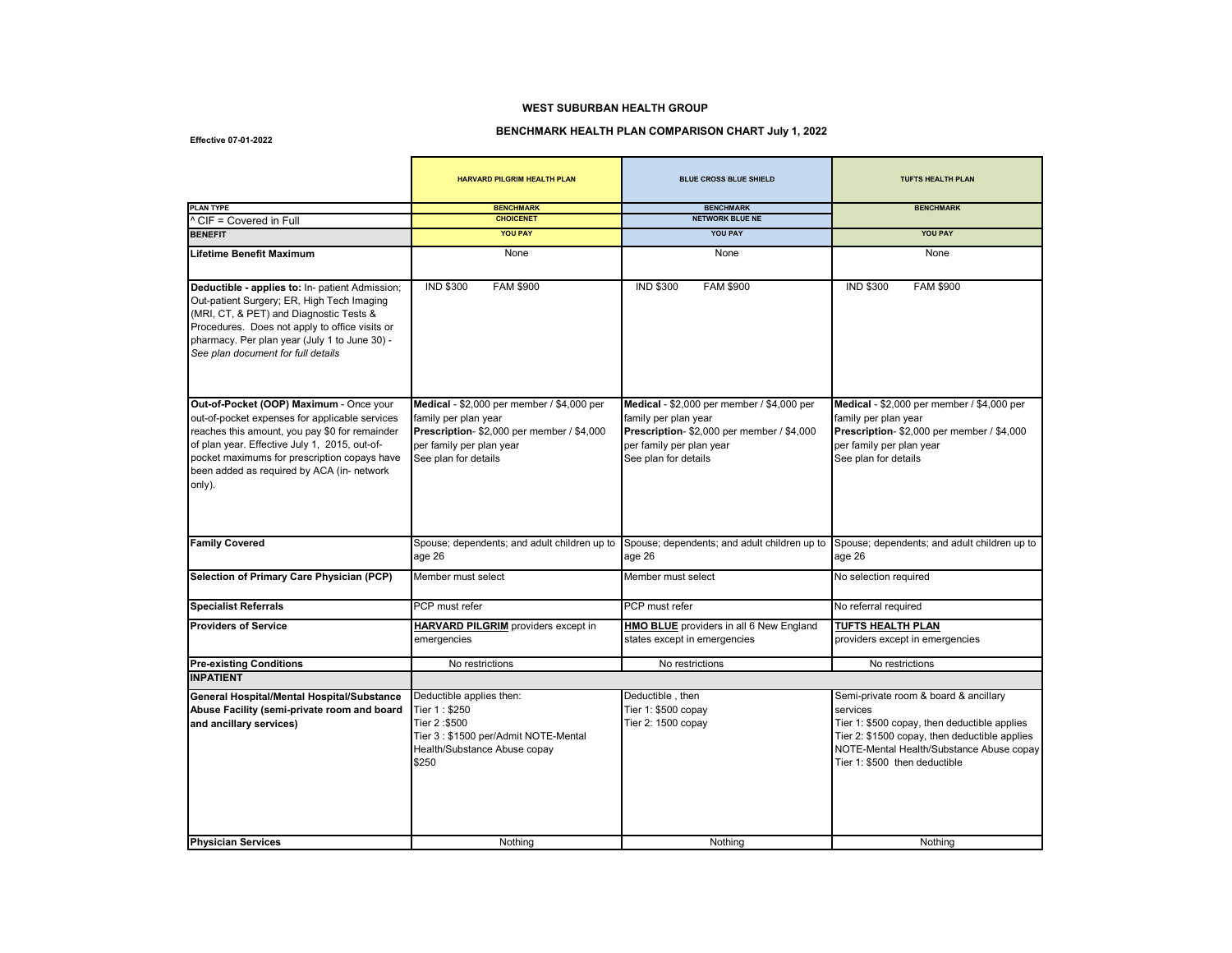**WEST SUBURBAN HEALTH GROUP**

**BENCHMARK HEALTH PLAN COMPARISON CHART July 1, 2022**

**Effective 07-01-2022**

| | HARVARD PILGRIM HEALTH PLAN | BLUE CROSS BLUE SHIELD | TUFTS HEALTH PLAN |
|---|---|---|---|
| **PLAN TYPE** | BENCHMARK | BENCHMARK | BENCHMARK |
| ^ CIF = Covered in Full | CHOICENET | NETWORK BLUE NE | |
| **BENEFIT** | YOU PAY | YOU PAY | YOU PAY |
| **Lifetime Benefit Maximum** | None | None | None |
| **Deductible - applies to:** In- patient Admission; Out-patient Surgery; ER, High Tech Imaging (MRI, CT, & PET) and Diagnostic Tests & Procedures. Does not apply to office visits or pharmacy. Per plan year (July 1 to June 30) - *See plan document for full details* | IND $300 FAM $900 | IND $300 FAM $900 | IND $300 FAM $900 |
| **Out-of-Pocket (OOP) Maximum** - Once your out-of-pocket expenses for applicable services reaches this amount, you pay $0 for remainder of plan year. Effective July 1, 2015, out-of-pocket maximums for prescription copays have been added as required by ACA (in- network only). | **Medical** - $2,000 per member / $4,000 per family per plan year **Prescription**- $2,000 per member / $4,000 per family per plan year See plan for details | **Medical** - $2,000 per member / $4,000 per family per plan year **Prescription**- $2,000 per member / $4,000 per family per plan year See plan for details | **Medical** - $2,000 per member / $4,000 per family per plan year **Prescription**- $2,000 per member / $4,000 per family per plan year See plan for details |
| **Family Covered** | Spouse; dependents; and adult children up to age 26 | Spouse; dependents; and adult children up to age 26 | Spouse; dependents; and adult children up to age 26 |
| **Selection of Primary Care Physician (PCP)** | Member must select | Member must select | No selection required |
| **Specialist Referrals** | PCP must refer | PCP must refer | No referral required |
| **Providers of Service** | **HARVARD PILGRIM** providers except in emergencies | **HMO BLUE** providers in all 6 New England states except in emergencies | **TUFTS HEALTH PLAN** providers except in emergencies |
| **Pre-existing Conditions** | No restrictions | No restrictions | No restrictions |
| **INPATIENT** | | | |
| **General Hospital/Mental Hospital/Substance Abuse Facility (semi-private room and board and ancillary services)** | Deductible applies then: Tier 1 : $250 Tier 2 :$500 Tier 3 : $1500 per/Admit NOTE-Mental Health/Substance Abuse copay $250 | Deductible , then Tier 1: $500 copay Tier 2: 1500 copay | Semi-private room & board & ancillary services Tier 1: $500 copay, then deductible applies Tier 2: $1500 copay, then deductible applies NOTE-Mental Health/Substance Abuse copay Tier 1: $500 then deductible |
| **Physician Services** | Nothing | Nothing | Nothing |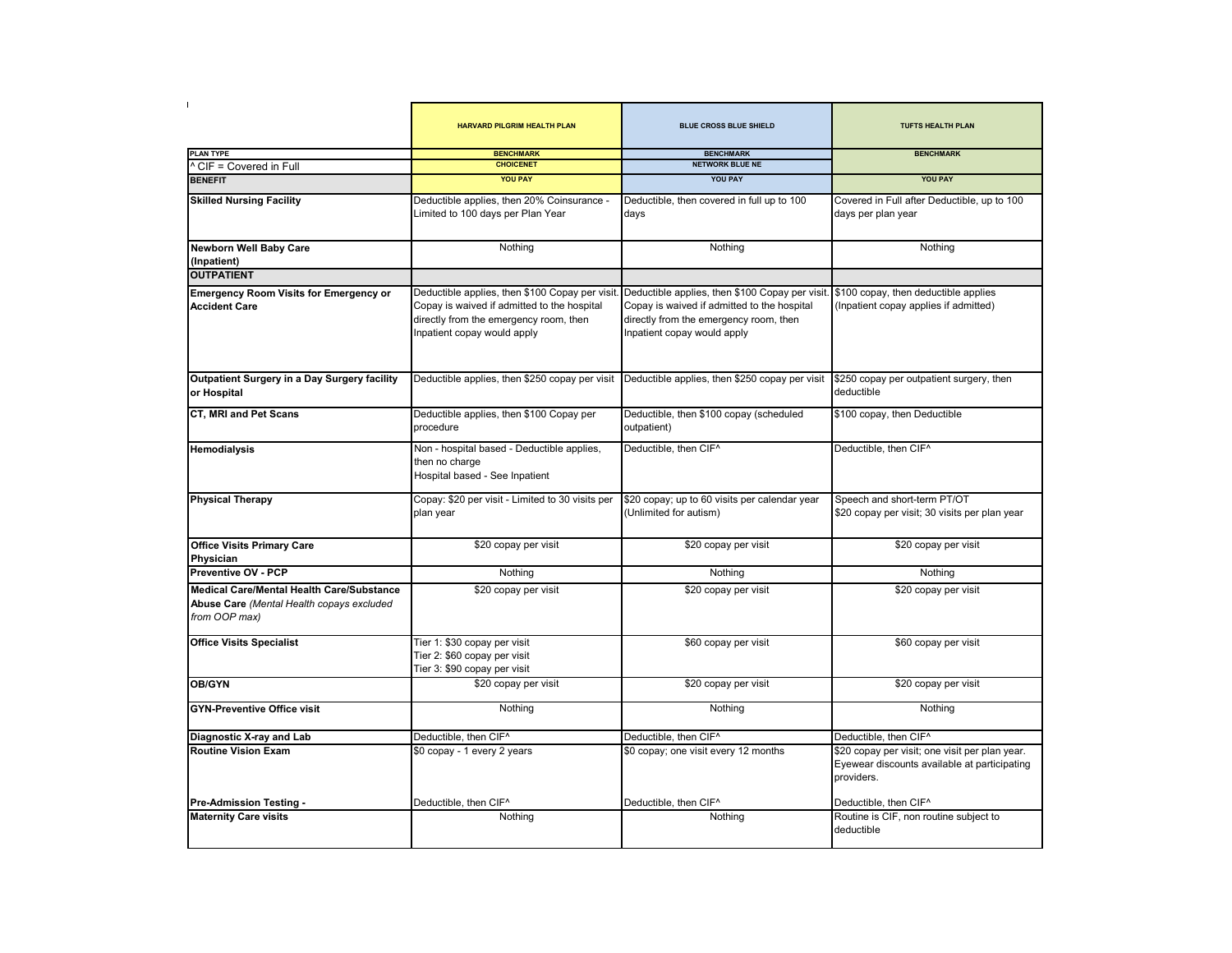| | HARVARD PILGRIM HEALTH PLAN | BLUE CROSS BLUE SHIELD | TUFTS HEALTH PLAN |
|---|---|---|---|
| **PLAN TYPE** | BENCHMARK | BENCHMARK | BENCHMARK |
| ^ CIF = Covered in Full | CHOICENET | NETWORK BLUE NE | |
| **BENEFIT** | YOU PAY | YOU PAY | YOU PAY |
| **Skilled Nursing Facility** | Deductible applies, then 20% Coinsurance - Limited to 100 days per Plan Year | Deductible, then covered in full up to 100 days | Covered in Full after Deductible, up to 100 days per plan year |
| **Newborn Well Baby Care (Inpatient)** | Nothing | Nothing | Nothing |
| **OUTPATIENT** | | | |
| **Emergency Room Visits for Emergency or Accident Care** | Deductible applies, then $100 Copay per visit. Copay is waived if admitted to the hospital directly from the emergency room, then Inpatient copay would apply | Deductible applies, then $100 Copay per visit. Copay is waived if admitted to the hospital directly from the emergency room, then Inpatient copay would apply | $100 copay, then deductible applies (Inpatient copay applies if admitted) |
| **Outpatient Surgery in a Day Surgery facility or Hospital** | Deductible applies, then $250 copay per visit | Deductible applies, then $250 copay per visit | $250 copay per outpatient surgery, then deductible |
| **CT, MRI and Pet Scans** | Deductible applies, then $100 Copay per procedure | Deductible, then $100 copay (scheduled outpatient) | $100 copay, then Deductible |
| **Hemodialysis** | Non - hospital based - Deductible applies, then no charge<br>Hospital based - See Inpatient | Deductible, then CIF^ | Deductible, then CIF^ |
| **Physical Therapy** | Copay: $20 per visit - Limited to 30 visits per plan year | $20 copay; up to 60 visits per calendar year (Unlimited for autism) | Speech and short-term PT/OT<br>$20 copay per visit; 30 visits per plan year |
| **Office Visits Primary Care Physician** | $20 copay per visit | $20 copay per visit | $20 copay per visit |
| **Preventive OV - PCP** | Nothing | Nothing | Nothing |
| **Medical Care/Mental Health Care/Substance Abuse Care** *(Mental Health copays excluded from OOP max)* | $20 copay per visit | $20 copay per visit | $20 copay per visit |
| **Office Visits Specialist** | Tier 1: $30 copay per visit<br>Tier 2: $60 copay per visit<br>Tier 3: $90 copay per visit | $60 copay per visit | $60 copay per visit |
| **OB/GYN** | $20 copay per visit | $20 copay per visit | $20 copay per visit |
| **GYN-Preventive Office visit** | Nothing | Nothing | Nothing |
| **Diagnostic X-ray and Lab** | Deductible, then CIF^ | Deductible, then CIF^ | Deductible, then CIF^ |
| **Routine Vision Exam** | $0 copay - 1 every 2 years | $0 copay; one visit every 12 months | $20 copay per visit; one visit per plan year. Eyewear discounts available at participating providers. |
| **Pre-Admission Testing -** | Deductible, then CIF^ | Deductible, then CIF^ | Deductible, then CIF^ |
| **Maternity Care visits** | Nothing | Nothing | Routine is CIF, non routine subject to deductible |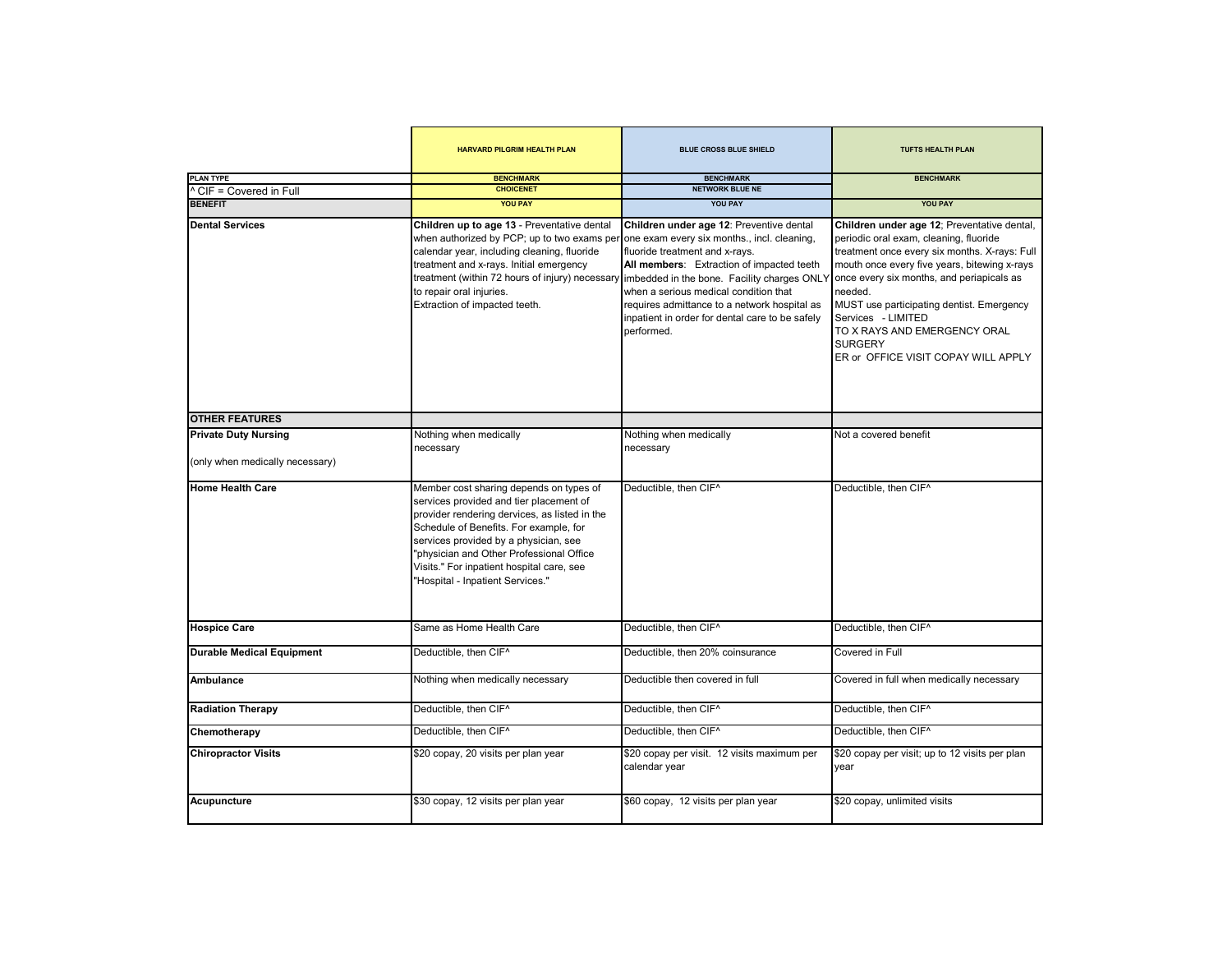| | HARVARD PILGRIM HEALTH PLAN | BLUE CROSS BLUE SHIELD | TUFTS HEALTH PLAN |
|---|---|---|---|
| **PLAN TYPE** | **BENCHMARK** | **BENCHMARK** | **BENCHMARK** |
| ^ CIF = Covered in Full | **CHOICENET** | **NETWORK BLUE NE** | |
| **BENEFIT** | **YOU PAY** | **YOU PAY** | **YOU PAY** |
| **Dental Services** | **Children up to age 13** - Preventative dental when authorized by PCP; up to two exams per calendar year, including cleaning, fluoride treatment and x-rays. Initial emergency treatment (within 72 hours of injury) necessary to repair oral injuries. Extraction of impacted teeth. | **Children under age 12**: Preventive dental one exam every six months., incl. cleaning, fluoride treatment and x-rays. **All members**: Extraction of impacted teeth imbedded in the bone. Facility charges ONLY when a serious medical condition that requires admittance to a network hospital as inpatient in order for dental care to be safely performed. | **Children under age 12**; Preventative dental, periodic oral exam, cleaning, fluoride treatment once every six months. X-rays: Full mouth once every five years, bitewing x-rays once every six months, and periapicals as needed. MUST use participating dentist. Emergency Services - LIMITED TO X RAYS AND EMERGENCY ORAL SURGERY ER or OFFICE VISIT COPAY WILL APPLY |
| **OTHER FEATURES** | | | |
| **Private Duty Nursing** (only when medically necessary) | Nothing when medically necessary | Nothing when medically necessary | Not a covered benefit |
| **Home Health Care** | Member cost sharing depends on types of services provided and tier placement of provider rendering devices, as listed in the Schedule of Benefits. For example, for services provided by a physician, see "physician and Other Professional Office Visits." For inpatient hospital care, see "Hospital - Inpatient Services." | Deductible, then CIF^ | Deductible, then CIF^ |
| **Hospice Care** | Same as Home Health Care | Deductible, then CIF^ | Deductible, then CIF^ |
| **Durable Medical Equipment** | Deductible, then CIF^ | Deductible, then 20% coinsurance | Covered in Full |
| **Ambulance** | Nothing when medically necessary | Deductible then covered in full | Covered in full when medically necessary |
| **Radiation Therapy** | Deductible, then CIF^ | Deductible, then CIF^ | Deductible, then CIF^ |
| **Chemotherapy** | Deductible, then CIF^ | Deductible, then CIF^ | Deductible, then CIF^ |
| **Chiropractor Visits** | $20 copay, 20 visits per plan year | $20 copay per visit. 12 visits maximum per calendar year | $20 copay per visit; up to 12 visits per plan year |
| **Acupuncture** | $30 copay, 12 visits per plan year | $60 copay, 12 visits per plan year | $20 copay, unlimited visits |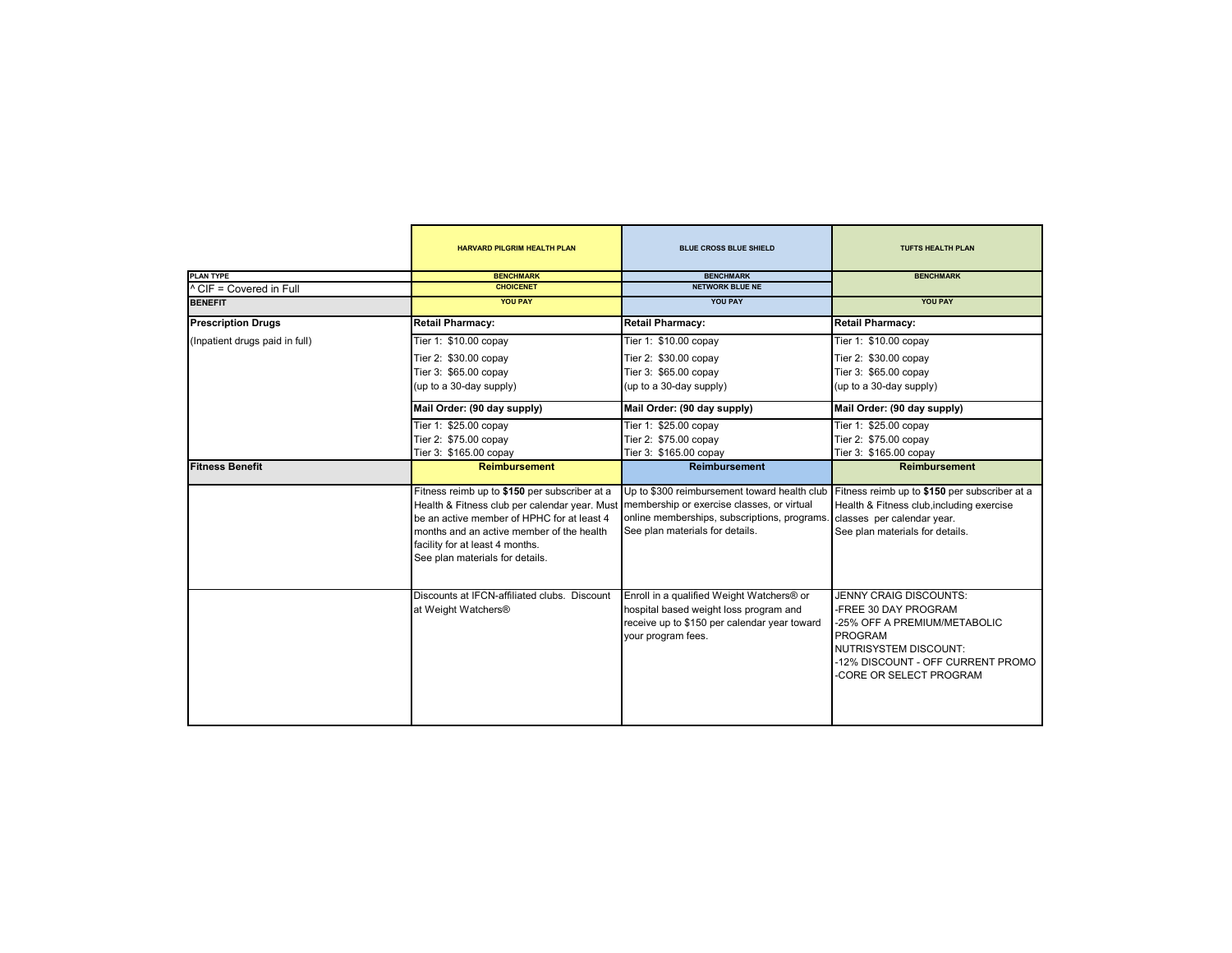| | HARVARD PILGRIM HEALTH PLAN | BLUE CROSS BLUE SHIELD | TUFTS HEALTH PLAN |
|---|---|---|---|
| **PLAN TYPE** | **BENCHMARK** | **BENCHMARK** | **BENCHMARK** |
| ^ CIF = Covered in Full | **CHOICENET** | **NETWORK BLUE NE** | |
| **BENEFIT** | **YOU PAY** | **YOU PAY** | **YOU PAY** |
| **Prescription Drugs** | **Retail Pharmacy:** | **Retail Pharmacy:** | **Retail Pharmacy:** |
| (Inpatient drugs paid in full) | Tier 1: $10.00 copay<br>Tier 2: $30.00 copay<br>Tier 3: $65.00 copay<br>(up to a 30-day supply) | Tier 1: $10.00 copay<br>Tier 2: $30.00 copay<br>Tier 3: $65.00 copay<br>(up to a 30-day supply) | Tier 1: $10.00 copay<br>Tier 2: $30.00 copay<br>Tier 3: $65.00 copay<br>(up to a 30-day supply) |
| | **Mail Order: (90 day supply)** | **Mail Order: (90 day supply)** | **Mail Order: (90 day supply)** |
| | Tier 1: $25.00 copay<br>Tier 2: $75.00 copay<br>Tier 3: $165.00 copay | Tier 1: $25.00 copay<br>Tier 2: $75.00 copay<br>Tier 3: $165.00 copay | Tier 1: $25.00 copay<br>Tier 2: $75.00 copay<br>Tier 3: $165.00 copay |
| **Fitness Benefit** | **Reimbursement** | **Reimbursement** | **Reimbursement** |
| | Fitness reimb up to **$150** per subscriber at a Health & Fitness club per calendar year. Must be an active member of HPHC for at least 4 months and an active member of the health facility for at least 4 months.<br>See plan materials for details. | Up to $300 reimbursement toward health club membership or exercise classes, or virtual online memberships, subscriptions, programs. See plan materials for details. | Fitness reimb up to **$150** per subscriber at a Health & Fitness club,including exercise classes per calendar year.<br>See plan materials for details. |
| | Discounts at IFCN-affiliated clubs. Discount at Weight Watchers® | Enroll in a qualified Weight Watchers® or hospital based weight loss program and receive up to $150 per calendar year toward your program fees. | JENNY CRAIG DISCOUNTS:<br>-FREE 30 DAY PROGRAM<br>-25% OFF A PREMIUM/METABOLIC PROGRAM<br>NUTRISYSTEM DISCOUNT:<br>-12% DISCOUNT - OFF CURRENT PROMO<br>-CORE OR SELECT PROGRAM |